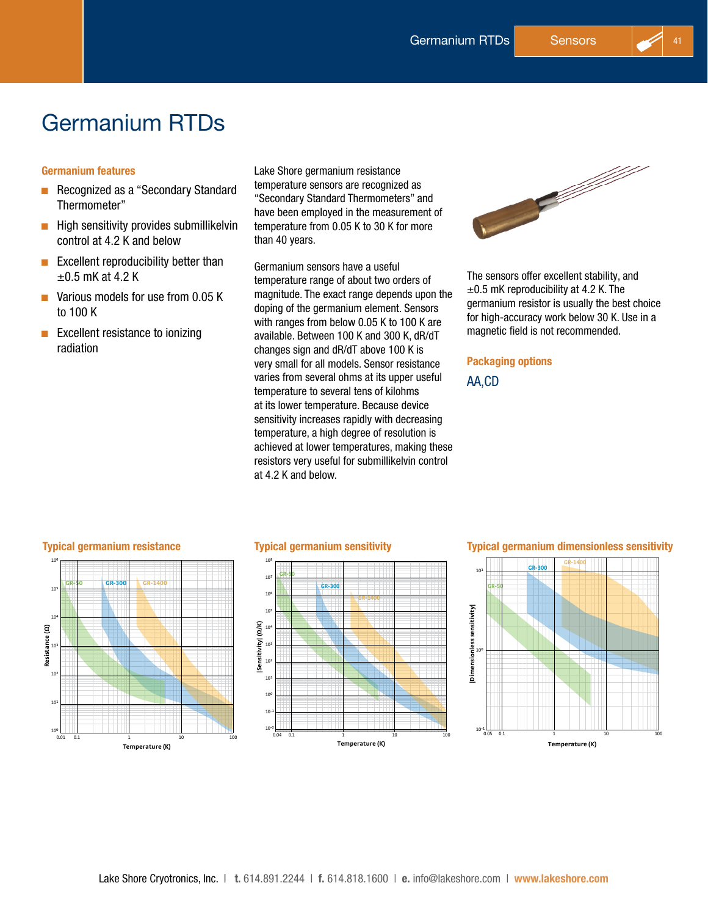# Germanium RTDs

### Germanium features

- Recognized as a "Secondary Standard Thermometer"
- High sensitivity provides submillikelvin control at 4.2 K and below
- Excellent reproducibility better than ±0.5 mK at 4.2 K
- Various models for use from 0.05 K to 100 K
- Excellent resistance to ionizing radiation

Lake Shore germanium resistance temperature sensors are recognized as "Secondary Standard Thermometers" and have been employed in the measurement of temperature from 0.05 K to 30 K for more than 40 years.

Germanium sensors have a useful temperature range of about two orders of magnitude. The exact range depends upon the doping of the germanium element. Sensors with ranges from below 0.05 K to 100 K are available. Between 100 K and 300 K, dR/dT changes sign and dR/dT above 100 K is very small for all models. Sensor resistance varies from several ohms at its upper useful temperature to several tens of kilohms at its lower temperature. Because device sensitivity increases rapidly with decreasing temperature, a high degree of resolution is achieved at lower temperatures, making these resistors very useful for submillikelvin control at 4.2 K and below.

The sensors offer excellent stability, and ±0.5 mK reproducibility at 4.2 K. The germanium resistor is usually the best choice for high-accuracy work below 30 K. Use in a magnetic field is not recommended.

### Packaging options

AA, CD

### Typical germanium resistance

### Typical germanium sensitivity

### Typical germanium dimensionless sensitivity

Lake Shore Cryotronics, Inc. | t. 614.891.2244 | f. 614.818.1600 | e. info@lakeshore.com | www.lakeshore.com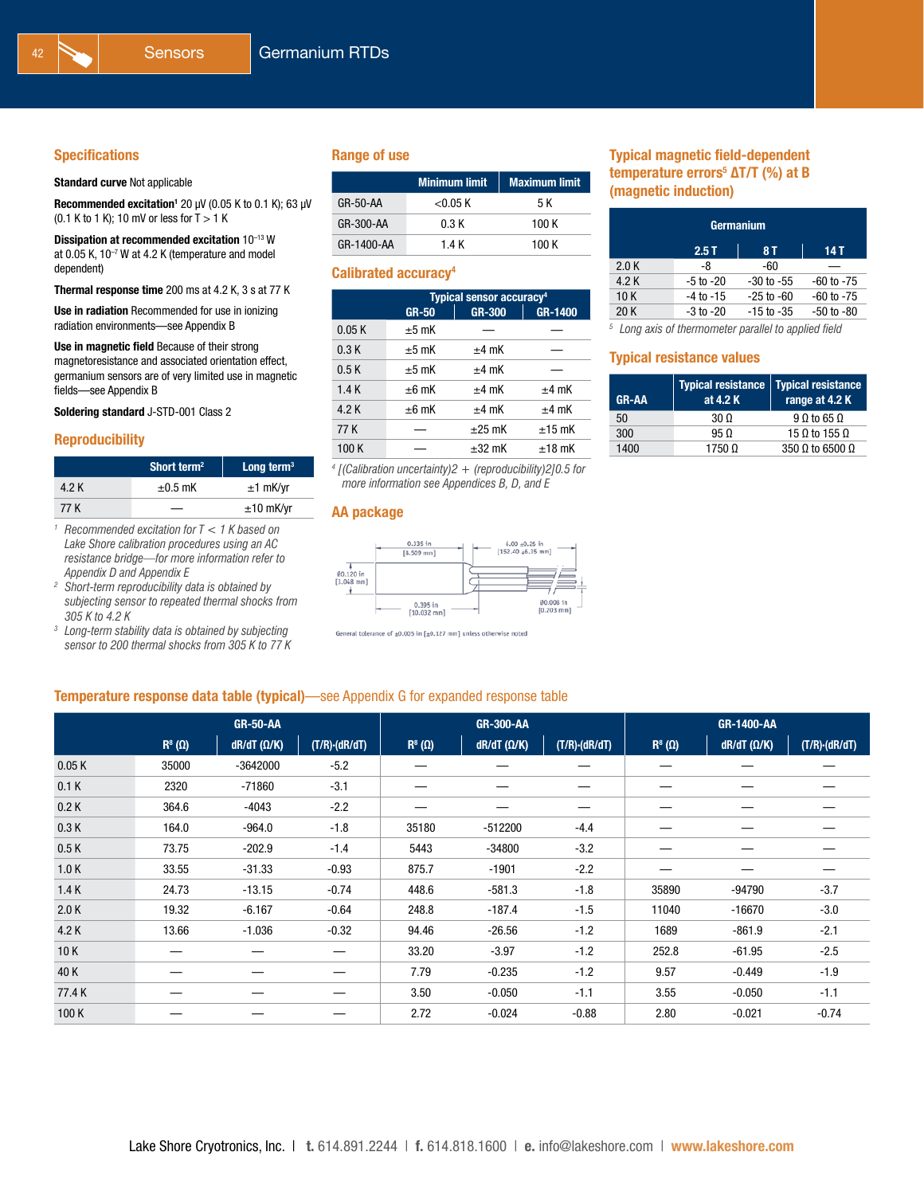# Germanium RTDs

## Specifications

**Standard curve** Not applicable

**Recommended excitation**[1] 20 µV (0.05 K to 0.1 K); 63 µV (0.1 K to 1 K); 10 mV or less for T > 1 K

**Dissipation at recommended excitation** $10^{-13}$ W at 0.05 K, $10^{-7}$ W at 4.2 K (temperature and model dependent)

**Thermal response time** 200 ms at 4.2 K, 3 s at 77 K

**Use in radiation** Recommended for use in ionizing radiation environments—see Appendix B

**Use in magnetic field** Because of their strong magnetoresistance and associated orientation effect, germanium sensors are of very limited use in magnetic fields—see Appendix B

**Soldering standard** J-STD-001 Class 2

## Reproducibility

| | Short term[2] | Long term[3] |
|---|---|---|
| 4.2 K | ±0.5 mK | ±1 mK/yr |
| 77 K | — | ±10 mK/yr |

*[1] Recommended excitation for T < 1 K based on Lake Shore calibration procedures using an AC resistance bridge—for more information refer to Appendix D and Appendix E*

*[2] Short-term reproducibility data is obtained by subjecting sensor to repeated thermal shocks from 305 K to 4.2 K*

*[3] Long-term stability data is obtained by subjecting sensor to 200 thermal shocks from 305 K to 77 K*

## Range of use

| | Minimum limit | Maximum limit |
|---|---|---|
| GR-50-AA | <0.05 K | 5 K |
| GR-300-AA | 0.3 K | 100 K |
| GR-1400-AA | 1.4 K | 100 K |

## Calibrated accuracy[4]

| | Typical sensor accuracy[4] | | |
|---|---|---|---|
| | GR-50 | GR-300 | GR-1400 |
| 0.05 K | ±5 mK | — | — |
| 0.3 K | ±5 mK | ±4 mK | — |
| 0.5 K | ±5 mK | ±4 mK | — |
| 1.4 K | ±6 mK | ±4 mK | ±4 mK |
| 4.2 K | ±6 mK | ±4 mK | ±4 mK |
| 77 K | — | ±25 mK | ±15 mK |
| 100 K | — | ±32 mK | ±18 mK |

*[4] $[(\text{Calibration uncertainty})^2 + (\text{reproducibility})^2]^{0.5}$ for more information see Appendices B, D, and E*

## AA package

0.335 in [8.509 mm]; 6.00 ±0.25 in [152.40 ±6.35 mm]; Ø0.120 in [3.048 mm]; 0.395 in [10.032 mm]; Ø0.008 in [0.203 mm]

General tolerance of ±0.005 in [±0.127 mm] unless otherwise noted

## Typical magnetic field-dependent temperature errors[5] ΔT/T (%) at B (magnetic induction)

| | Germanium | | |
|---|---|---|---|
| | 2.5 T | 8 T | 14 T |
| 2.0 K | -8 | -60 | — |
| 4.2 K | -5 to -20 | -30 to -55 | -60 to -75 |
| 10 K | -4 to -15 | -25 to -60 | -60 to -75 |
| 20 K | -3 to -20 | -15 to -35 | -50 to -80 |

*[5] Long axis of thermometer parallel to applied field*

## Typical resistance values

| GR-AA | Typical resistance at 4.2 K | Typical resistance range at 4.2 K |
|---|---|---|
| 50 | 30 Ω | 9 Ω to 65 Ω |
| 300 | 95 Ω | 15 Ω to 155 Ω |
| 1400 | 1750 Ω | 350 Ω to 6500 Ω |

## Temperature response data table (typical)—see Appendix G for expanded response table

| | GR-50-AA | | | GR-300-AA | | | GR-1400-AA | | |
|---|---|---|---|---|---|---|---|---|---|
| | R[8] (Ω) | dR/dT (Ω/K) | (T/R)·(dR/dT) | R[8] (Ω) | dR/dT (Ω/K) | (T/R)·(dR/dT) | R[8] (Ω) | dR/dT (Ω/K) | (T/R)·(dR/dT) |
| 0.05 K | 35000 | -3642000 | -5.2 | — | — | — | — | — | — |
| 0.1 K | 2320 | -71860 | -3.1 | — | — | — | — | — | — |
| 0.2 K | 364.6 | -4043 | -2.2 | — | — | — | — | — | — |
| 0.3 K | 164.0 | -964.0 | -1.8 | 35180 | -512200 | -4.4 | — | — | — |
| 0.5 K | 73.75 | -202.9 | -1.4 | 5443 | -34800 | -3.2 | — | — | — |
| 1.0 K | 33.55 | -31.33 | -0.93 | 875.7 | -1901 | -2.2 | — | — | — |
| 1.4 K | 24.73 | -13.15 | -0.74 | 448.6 | -581.3 | -1.8 | 35890 | -94790 | -3.7 |
| 2.0 K | 19.32 | -6.167 | -0.64 | 248.8 | -187.4 | -1.5 | 11040 | -16670 | -3.0 |
| 4.2 K | 13.66 | -1.036 | -0.32 | 94.46 | -26.56 | -1.2 | 1689 | -861.9 | -2.1 |
| 10 K | — | — | — | 33.20 | -3.97 | -1.2 | 252.8 | -61.95 | -2.5 |
| 40 K | — | — | — | 7.79 | -0.235 | -1.2 | 9.57 | -0.449 | -1.9 |
| 77.4 K | — | — | — | 3.50 | -0.050 | -1.1 | 3.55 | -0.050 | -1.1 |
| 100 K | — | — | — | 2.72 | -0.024 | -0.88 | 2.80 | -0.021 | -0.74 |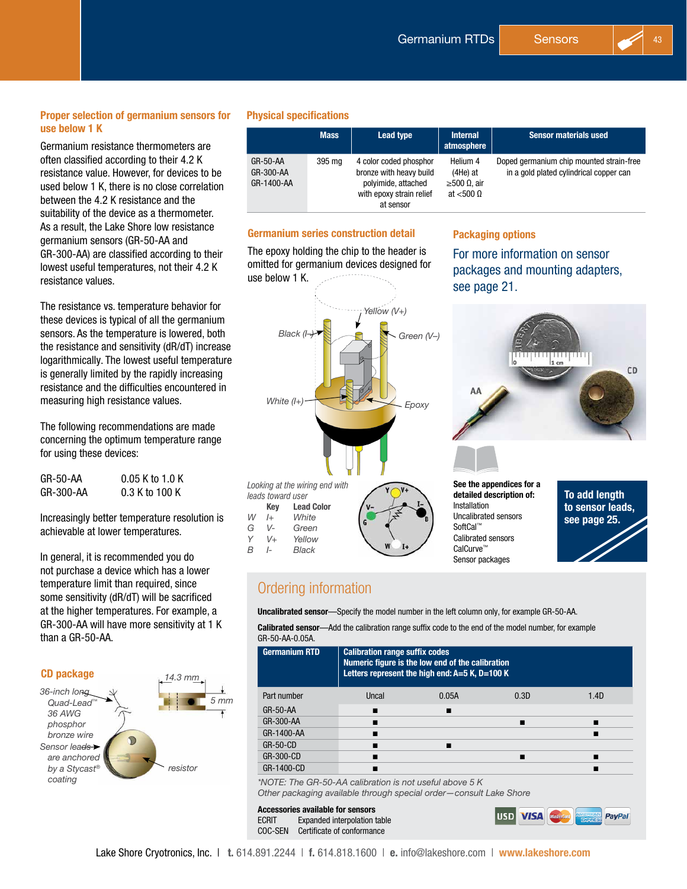## Proper selection of germanium sensors for use below 1 K

Germanium resistance thermometers are often classified according to their 4.2 K resistance value. However, for devices to be used below 1 K, there is no close correlation between the 4.2 K resistance and the suitability of the device as a thermometer. As a result, the Lake Shore low resistance germanium sensors (GR-50-AA and GR-300-AA) are classified according to their lowest useful temperatures, not their 4.2 K resistance values.

The resistance vs. temperature behavior for these devices is typical of all the germanium sensors. As the temperature is lowered, both the resistance and sensitivity (dR/dT) increase logarithmically. The lowest useful temperature is generally limited by the rapidly increasing resistance and the difficulties encountered in measuring high resistance values.

The following recommendations are made concerning the optimum temperature range for using these devices:

| | |
|---|---|
| GR-50-AA | 0.05 K to 1.0 K |
| GR-300-AA | 0.3 K to 100 K |

Increasingly better temperature resolution is achievable at lower temperatures.

In general, it is recommended you do not purchase a device which has a lower temperature limit than necessary, since some sensitivity (dR/dT) will be sacrificed at the higher temperatures. For example, a GR-300-AA will have more sensitivity at 1 K than a GR-50-AA.

## CD package

36-inch long Quad-Lead™ 36 AWG phosphor bronze wire

Sensor leads are anchored by a Stycast® coating

resistor

14.3 mm

5 mm

## Physical specifications

| | Mass | Lead type | Internal atmosphere | Sensor materials used |
|---|---|---|---|---|
| GR-50-AA<br>GR-300-AA<br>GR-1400-AA | 395 mg | 4 color coded phosphor bronze with heavy build polyimide, attached with epoxy strain relief at sensor | Helium 4 (4He) at ≥500 Ω, air at <500 Ω | Doped germanium chip mounted strain-free in a gold plated cylindrical copper can |

## Germanium series construction detail

The epoxy holding the chip to the header is omitted for germanium devices designed for use below 1 K.

Yellow (V+)

Black (I–)

Green (V–)

White (I+)

Epoxy

*Looking at the wiring end with leads toward user*

| | Key | Lead Color |
|---|---|---|
| W | I+ | White |
| G | V- | Green |
| Y | V+ | Yellow |
| B | I- | Black |

## Packaging options

For more information on sensor packages and mounting adapters, see page 21.

AA

CD

**See the appendices for a detailed description of:**
Installation
Uncalibrated sensors
SoftCal™
Calibrated sensors
CalCurve™
Sensor packages

**To add length to sensor leads, see page 25.**

## Ordering information

**Uncalibrated sensor**—Specify the model number in the left column only, for example GR-50-AA.

**Calibrated sensor**—Add the calibration range suffix code to the end of the model number, for example GR-50-AA-0.05A.

| Germanium RTD | Calibration range suffix codes<br>Numeric figure is the low end of the calibration<br>Letters represent the high end: A=5 K, D=100 K | | | |
|---|---|---|---|---|
| Part number | Uncal | 0.05A | 0.3D | 1.4D |
| GR-50-AA | ■ | ■ | | |
| GR-300-AA | ■ | | ■ | ■ |
| GR-1400-AA | ■ | | | ■ |
| GR-50-CD | ■ | ■ | | |
| GR-300-CD | ■ | | ■ | ■ |
| GR-1400-CD | ■ | | | ■ |

*\*NOTE: The GR-50-AA calibration is not useful above 5 K*
*Other packaging available through special order—consult Lake Shore*

**Accessories available for sensors**

| | |
|---|---|
| ECRIT | Expanded interpolation table |
| COC-SEN | Certificate of conformance |

Lake Shore Cryotronics, Inc. | t. 614.891.2244 | f. 614.818.1600 | e. info@lakeshore.com | www.lakeshore.com